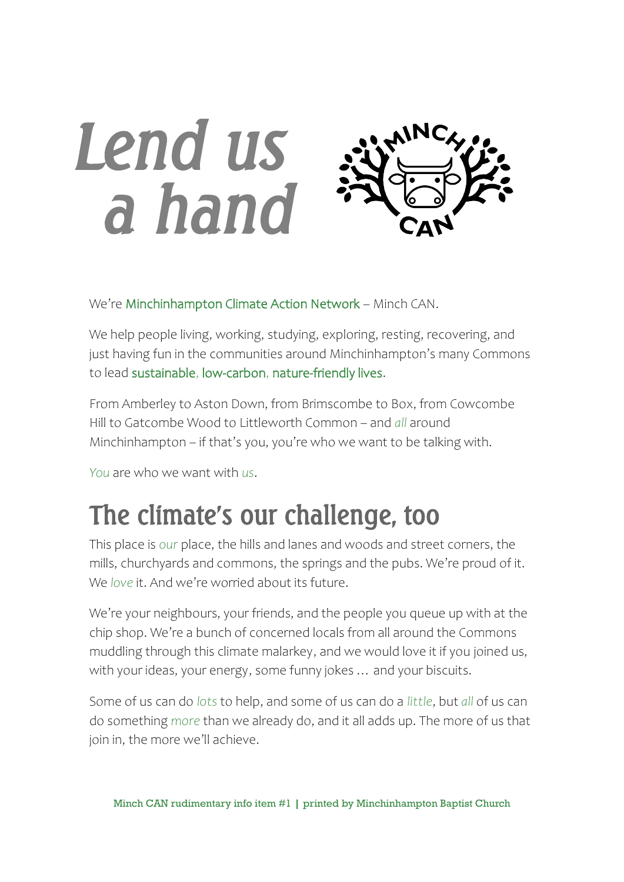# Lend us a hand

We're Minchinhampton Climate Action Network – Minch CAN.

We help people living, working, studying, exploring, resting, recovering, and just having fun in the communities around Minchinhampton's many Commons to lead sustainable, low-carbon, nature-friendly lives.

From Amberley to Aston Down, from Brimscombe to Box, from Cowcombe Hill to Gatcombe Wood to Littleworth Common – and *all* around Minchinhampton – if that's you, you're who we want to be talking with.

*You* are who we want with *us*.

## The climate's our challenge, too

This place is *our* place, the hills and lanes and woods and street corners, the mills, churchyards and commons, the springs and the pubs. We're proud of it. We *love* it. And we're worried about its future.

We're your neighbours, your friends, and the people you queue up with at the chip shop. We're a bunch of concerned locals from all around the Commons muddling through this climate malarkey, and we would love it if you joined us, with your ideas, your energy, some funny jokes … and your biscuits.

Some of us can do *lots* to help, and some of us can do a *little*, but *all* of us can do something *more* than we already do, and it all adds up. The more of us that join in, the more we'll achieve.

Minch CAN rudimentary info item #1 | printed by Minchinhampton Baptist Church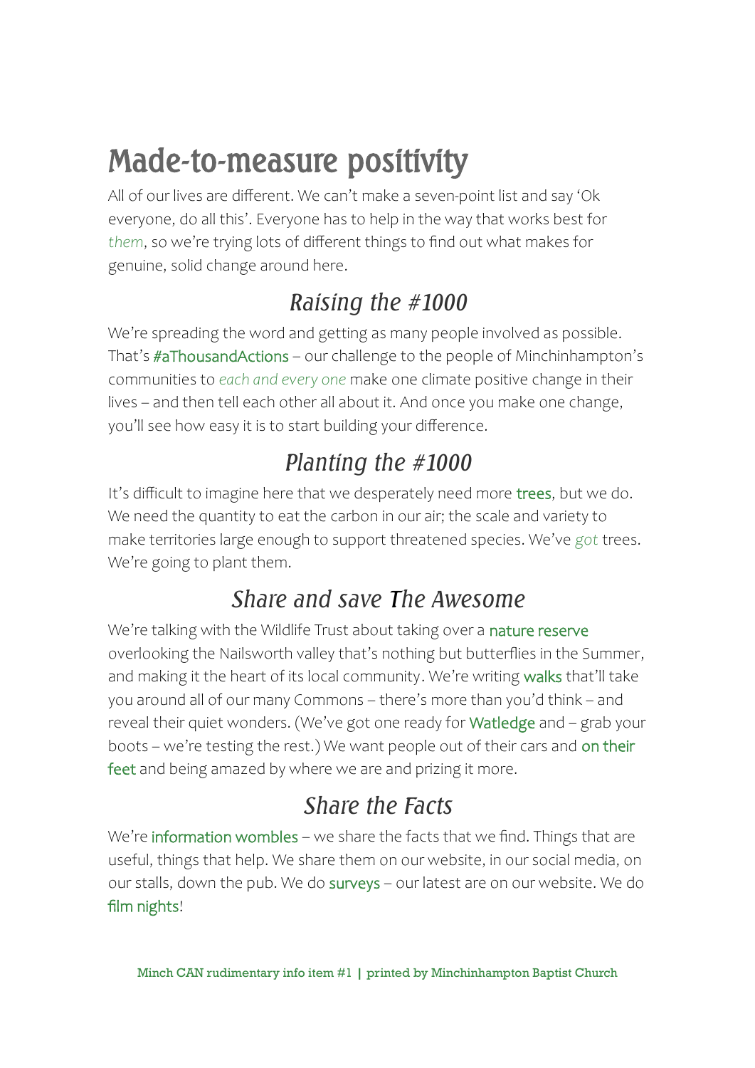# Made-to-measure positivity

All of our lives are different. We can't make a seven-point list and say 'Ok everyone, do all this'. Everyone has to help in the way that works best for *them*, so we're trying lots of different things to find out what makes for genuine, solid change around here.

## *Raising the #1000*

We're spreading the word and getting as many people involved as possible. That's #aThousandActions – our challenge to the people of Minchinhampton's communities to *each and every one* make one climate positive change in their lives – and then tell each other all about it. And once you make one change, you'll see how easy it is to start building your difference.

## *Planting the #1000*

It's difficult to imagine here that we desperately need more trees, but we do. We need the quantity to eat the carbon in our air; the scale and variety to make territories large enough to support threatened species. We've *got* trees. We're going to plant them.

## *Share and save The Awesome*

We're talking with the Wildlife Trust about taking over a nature reserve overlooking the Nailsworth valley that's nothing but butterflies in the Summer, and making it the heart of its local community. We're writing walks that'll take you around all of our many Commons – there's more than you'd think – and reveal their quiet wonders. (We've got one ready for Watledge and – grab your boots – we're testing the rest.) We want people out of their cars and on their feet and being amazed by where we are and prizing it more.

## *Share the Facts*

We're information wombles – we share the facts that we find. Things that are useful, things that help. We share them on our website, in our social media, on our stalls, down the pub. We do surveys – our latest are on our website. We do film nights!

Minch CAN rudimentary info item #1 | printed by Minchinhampton Baptist Church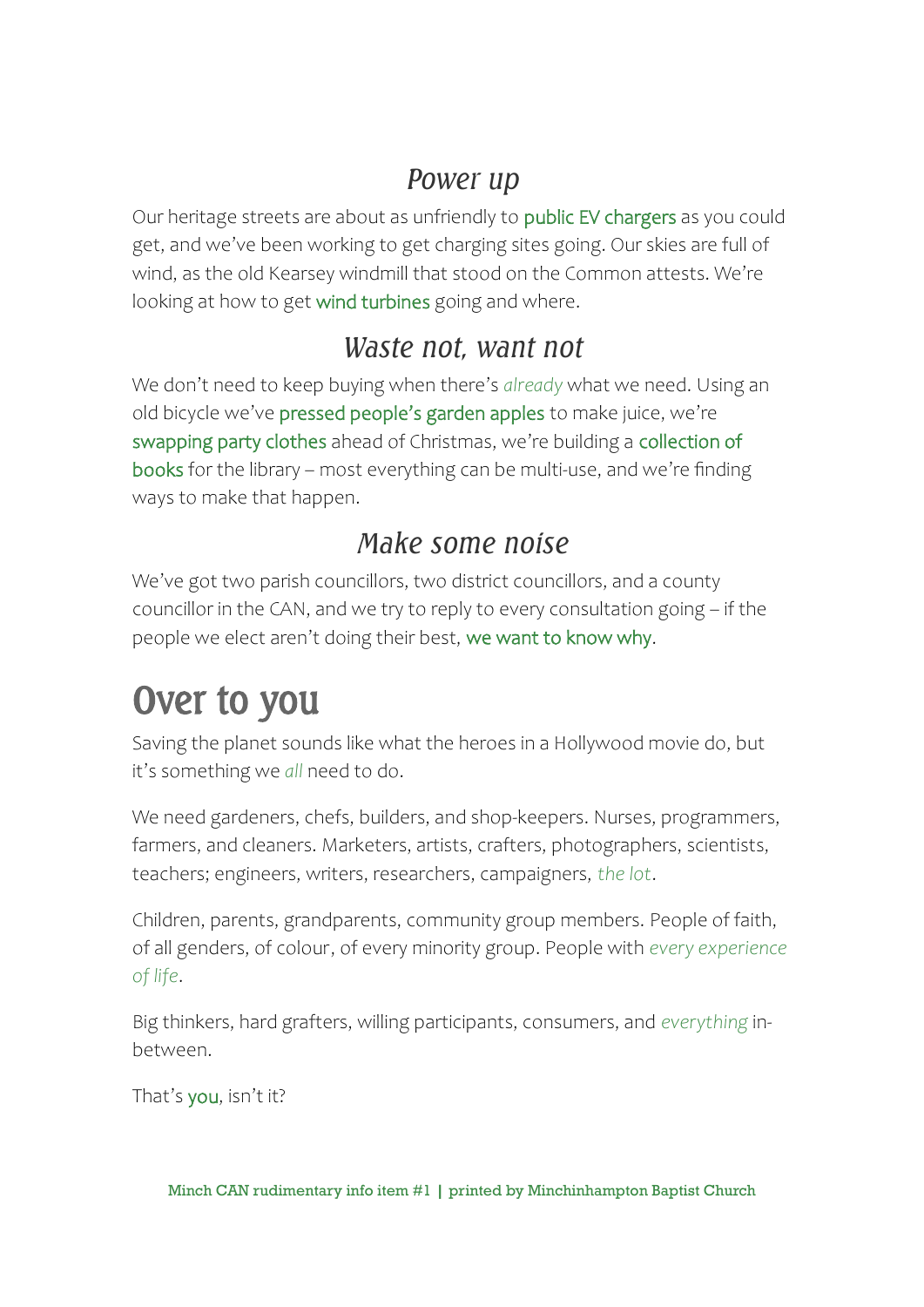### *Power up*

Our heritage streets are about as unfriendly to public EV chargers as you could get, and we've been working to get charging sites going. Our skies are full of wind, as the old Kearsey windmill that stood on the Common attests. We're looking at how to get wind turbines going and where.

### *Waste not, want not*

We don't need to keep buying when there's *already* what we need. Using an old bicycle we've pressed people's garden apples to make juice, we're swapping party clothes ahead of Christmas, we're building a collection of books for the library – most everything can be multi-use, and we're finding ways to make that happen.

### *Make some noise*

We've got two parish councillors, two district councillors, and a county councillor in the CAN, and we try to reply to every consultation going – if the people we elect aren't doing their best, we want to know why.

## Over to you

Saving the planet sounds like what the heroes in a Hollywood movie do, but it's something we *all* need to do.

We need gardeners, chefs, builders, and shop-keepers. Nurses, programmers, farmers, and cleaners. Marketers, artists, crafters, photographers, scientists, teachers; engineers, writers, researchers, campaigners, *the lot*.

Children, parents, grandparents, community group members. People of faith, of all genders, of colour, of every minority group. People with *every experience of life*.

Big thinkers, hard grafters, willing participants, consumers, and *everything* in-between.

That's you, isn't it?

Minch CAN rudimentary info item #1 | printed by Minchinhampton Baptist Church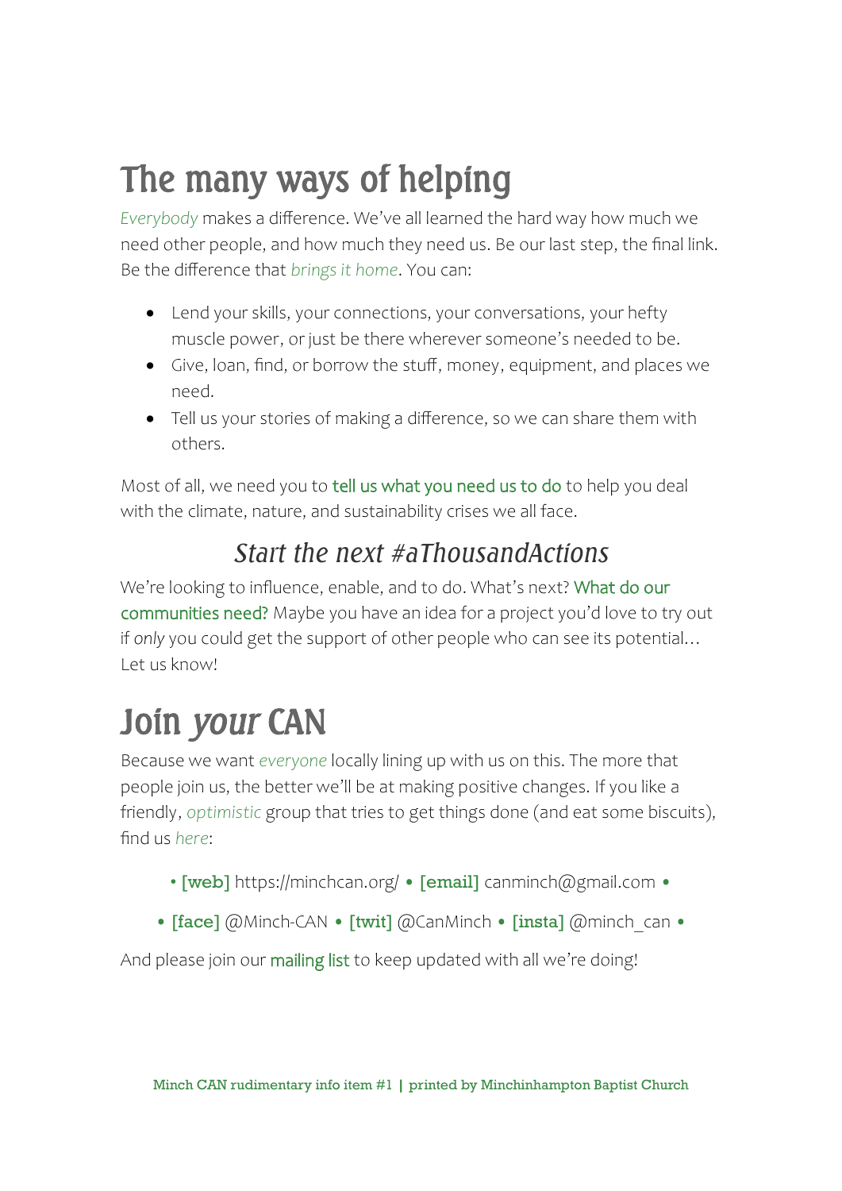# The many ways of helping

*Everybody* makes a difference. We've all learned the hard way how much we need other people, and how much they need us. Be our last step, the final link. Be the difference that *brings it home*. You can:

- Lend your skills, your connections, your conversations, your hefty muscle power, or just be there wherever someone's needed to be.
- Give, loan, find, or borrow the stuff, money, equipment, and places we need.
- Tell us your stories of making a difference, so we can share them with others.

Most of all, we need you to tell us what you need us to do to help you deal with the climate, nature, and sustainability crises we all face.

## *Start the next #aThousandActions*

We're looking to influence, enable, and to do. What's next? What do our communities need? Maybe you have an idea for a project you'd love to try out if *only* you could get the support of other people who can see its potential… Let us know!

# Join *your* CAN

Because we want *everyone* locally lining up with us on this. The more that people join us, the better we'll be at making positive changes. If you like a friendly, *optimistic* group that tries to get things done (and eat some biscuits), find us *here*:

• [web] https://minchcan.org/ • [email] canminch@gmail.com •

• [face] @Minch-CAN • [twit] @CanMinch • [insta] @minch_can •

And please join our mailing list to keep updated with all we're doing!

Minch CAN rudimentary info item #1 | printed by Minchinhampton Baptist Church